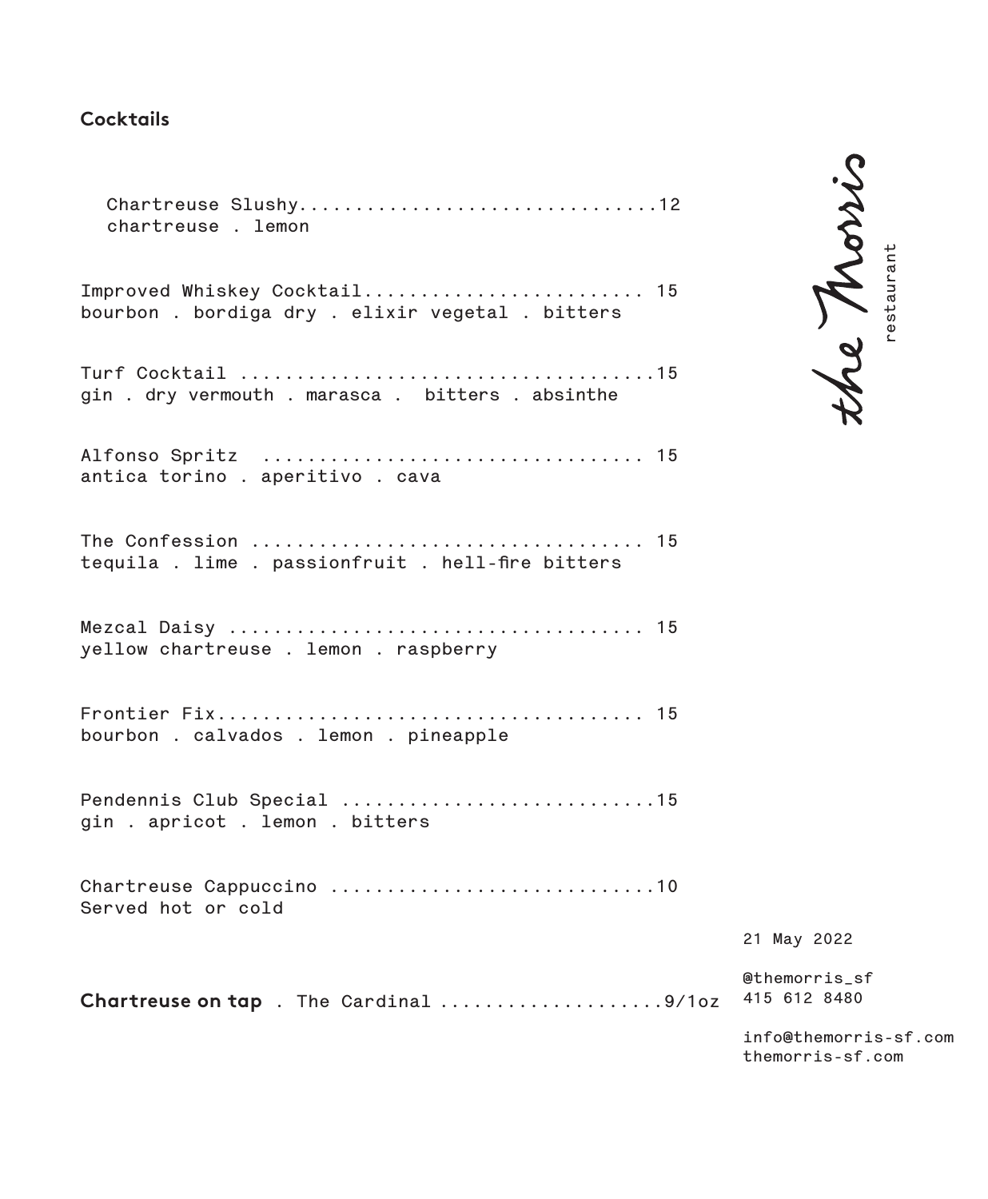## Cocktails

Chartreuse Slushy................................12
chartreuse . lemon

Improved Whiskey Cocktail......................... 15
bourbon . bordiga dry . elixir vegetal . bitters

Turf Cocktail ....................................15
gin . dry vermouth . marasca . bitters . absinthe

Alfonso Spritz ................................. 15
antica torino . aperitivo . cava

The Confession .................................. 15
tequila . lime . passionfruit . hell-fire bitters

Mezcal Daisy .................................... 15
yellow chartreuse . lemon . raspberry

Frontier Fix..................................... 15
bourbon . calvados . lemon . pineapple

Pendennis Club Special ...........................15
gin . apricot . lemon . bitters

Chartreuse Cappuccino ............................10
Served hot or cold

**Chartreuse on tap** . The Cardinal ...................9/1oz

the Morris
restaurant

21 May 2022

@themorris_sf
415 612 8480

info@themorris-sf.com
themorris-sf.com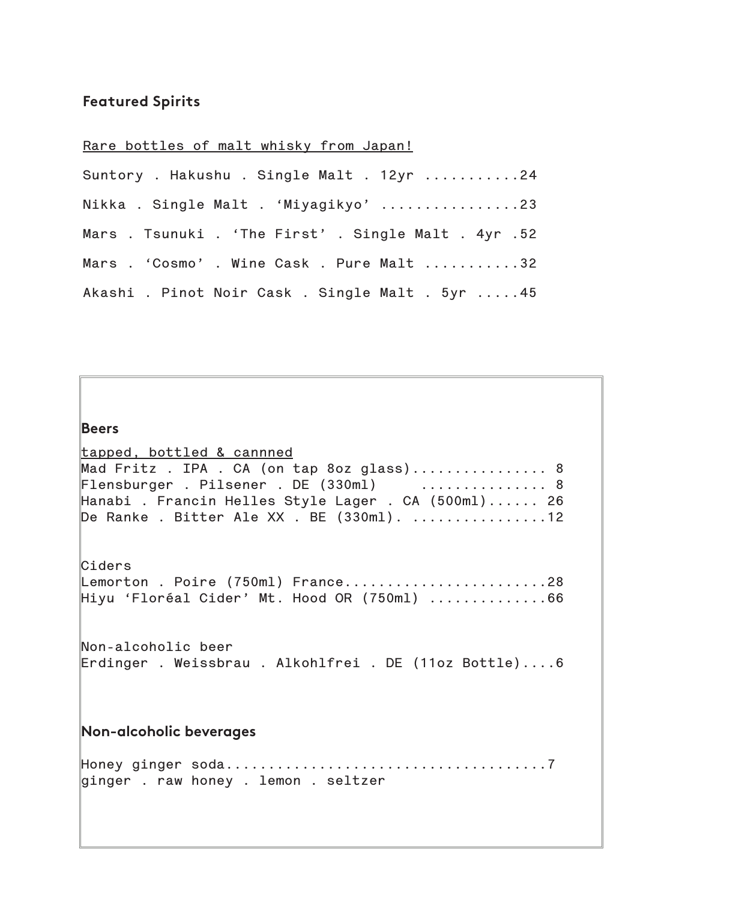## Featured Spirits

Rare bottles of malt whisky from Japan!

Suntory . Hakushu . Single Malt . 12yr ..........24

Nikka . Single Malt . 'Miyagikyo' ...............23

Mars . Tsunuki . 'The First' . Single Malt . 4yr .52

Mars . 'Cosmo' . Wine Cask . Pure Malt ..........32

Akashi . Pinot Noir Cask . Single Malt . 5yr .....45

## Beers

tapped, bottled & cannned

Mad Fritz . IPA . CA (on tap 8oz glass)................ 8
Flensburger . Pilsener . DE (330ml) .............. 8
Hanabi . Francin Helles Style Lager . CA (500ml)...... 26
De Ranke . Bitter Ale XX . BE (330ml). ................12

Ciders

Lemorton . Poire (750ml) France.......................28
Hiyu 'Floréal Cider' Mt. Hood OR (750ml) .............66

Non-alcoholic beer

Erdinger . Weissbrau . Alkohlfrei . DE (11oz Bottle)....6

## Non-alcoholic beverages

Honey ginger soda....................................7
ginger . raw honey . lemon . seltzer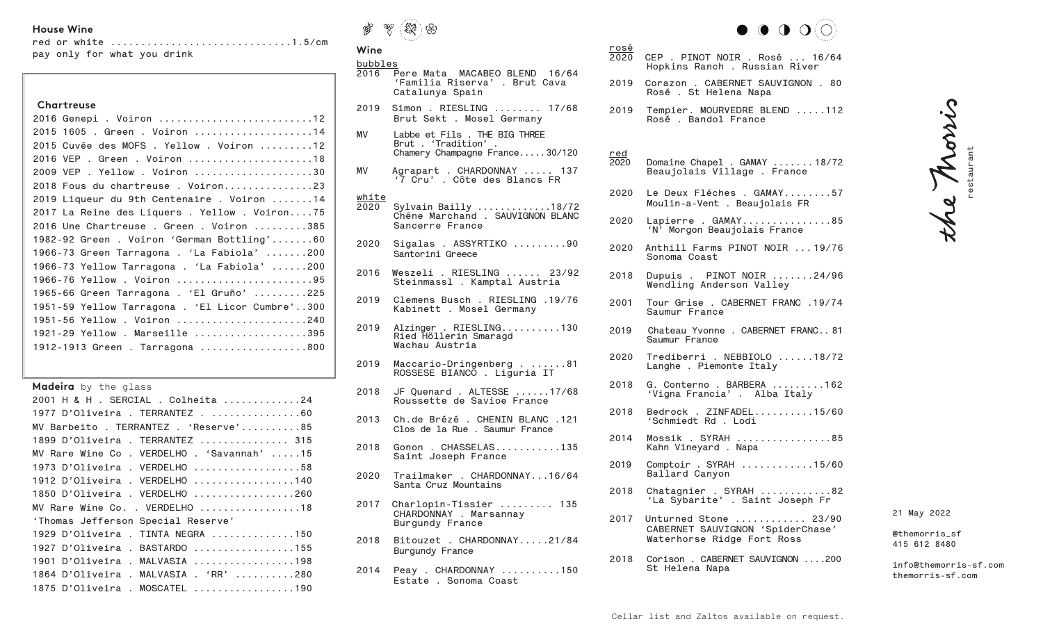**House Wine**

red or white ..............................1.5/cm
pay only for what you drink

**Chartreuse**

2016 Genepi . Voiron ..........................12
2015 1605 . Green . Voiron ....................14
2015 Cuvée des MOFS . Yellow . Voiron .........12
2016 VEP . Green . Voiron .....................18
2009 VEP . Yellow . Voiron ....................30
2018 Fous du chartreuse . Voiron...............23
2019 Liqueur du 9th Centenaire . Voiron .......14
2017 La Reine des Liquers . Yellow . Voiron....75
2016 Une Chartreuse . Green . Voiron .........385
1982-92 Green . Voiron 'German Bottling'.......60
1966-73 Green Tarragona . 'La Fabiola' .......200
1966-73 Yellow Tarragona . 'La Fabiola' ......200
1966-76 Yellow . Voiron .......................95
1965-66 Green Tarragona . 'El Gruño' .........225
1951-59 Yellow Tarragona . 'El Licor Cumbre'..300
1951-56 Yellow . Voiron ......................240
1921-29 Yellow . Marseille ...................395
1912-1913 Green . Tarragona ..................800

**Madeira** by the glass

2001 H & H . SERCIAL . Colheita .............24
1977 D'Oliveira . TERRANTEZ ................60
MV Barbeito . TERRANTEZ . 'Reserve'..........85
1899 D'Oliveira . TERRANTEZ ............... 315
MV Rare Wine Co . VERDELHO . 'Savannah' .....15
1973 D'Oliveira . VERDELHO ..................58
1912 D'Oliveira . VERDELHO .................140
1850 D'Oliveira . VERDELHO .................260
MV Rare Wine Co. . VERDELHO .................18
'Thomas Jefferson Special Reserve'
1929 D'Oliveira . TINTA NEGRA ..............150
1927 D'Oliveira . BASTARDO .................155
1901 D'Oliveira . MALVASIA .................198
1864 D'Oliveira . MALVASIA . 'RR' ..........280
1875 D'Oliveira . MOSCATEL .................190

**Wine**

bubbles

2016 Pere Mata MACABEO BLEND 16/64
'Familia Riserva' . Brut Cava
Catalunya Spain

2019 Simon . RIESLING ........ 17/68
Brut Sekt . Mosel Germany

MV Labbe et Fils . THE BIG THREE
Brut . 'Tradition' .
Chamery Champagne France.....30/120

MV Agrapart . CHARDONNAY ..... 137
'7 Cru' . Côte des Blancs FR

white

2020 Sylvain Bailly .............18/72
Chêne Marchand . SAUVIGNON BLANC
Sancerre France

2020 Sigalas . ASSYRTIKO .........90
Santorini Greece

2016 Weszeli . RIESLING ...... 23/92
Steinmassl . Kamptal Austria

2019 Clemens Busch . RIESLING .19/76
Kabinett . Mosel Germany

2019 Alzinger . RIESLING..........130
Ried Höllerin Smaragd
Wachau Austria

2019 Maccario-Dringenberg . ......81
ROSSESE BIANCO . Liguria IT

2018 JF Quenard . ALTESSE ......17/68
Roussette de Savioe France

2013 Ch.de Brézé . CHENIN BLANC .121
Clos de la Rue . Saumur France

2018 Gonon . CHASSELAS...........135
Saint Joseph France

2020 Trailmaker . CHARDONNAY...16/64
Santa Cruz Mountains

2017 Charlopin-Tissier ......... 135
CHARDONNAY . Marsannay
Burgundy France

2018 Bitouzet . CHARDONNAY.....21/84
Burgundy France

2014 Peay . CHARDONNAY ..........150
Estate . Sonoma Coast

rosé

2020 CEP . PINOT NOIR . Rosé ... 16/64
Hopkins Ranch . Russian River

2019 Corazon . CABERNET SAUVIGNON . 80
Rosé . St Helena Napa

2019 Tempier. MOURVEDRE BLEND .....112
Rosé . Bandol France

red

2020 Domaine Chapel . GAMAY .......18/72
Beaujolais Village . France

2020 Le Deux Fléches . GAMAY........57
Moulin-a-Vent . Beaujolais FR

2020 Lapierre . GAMAY...............85
'N' Morgon Beaujolais France

2020 Anthill Farms PINOT NOIR ...19/76
Sonoma Coast

2018 Dupuis . PINOT NOIR .......24/96
Wendling Anderson Valley

2001 Tour Grise . CABERNET FRANC .19/74
Saumur France

2019 Chateau Yvonne . CABERNET FRANC.. 81
Saumur France

2020 Trediberri . NEBBIOLO ......18/72
Langhe . Piemonte Italy

2018 G. Conterno . BARBERA .........162
'Vigna Francia' . Alba Italy

2018 Bedrock . ZINFADEL..........15/60
'Schmiedt Rd . Lodi

2014 Mossik . SYRAH ................85
Kahn Vineyard . Napa

2019 Comptoir . SYRAH ............15/60
Ballard Canyon

2018 Chatagnier . SYRAH ............82
'La Sybarite' . Saint Joseph Fr

2017 Unturned Stone ............ 23/90
CABERNET SAUVIGNON 'SpiderChase'
Waterhorse Ridge Fort Ross

2018 Corison . CABERNET SAUVIGNON ....200
St Helena Napa

Cellar list and Zaltos available on request.

the Morris restaurant

21 May 2022

@themorris_sf
415 612 8480

info@themorris-sf.com
themorris-sf.com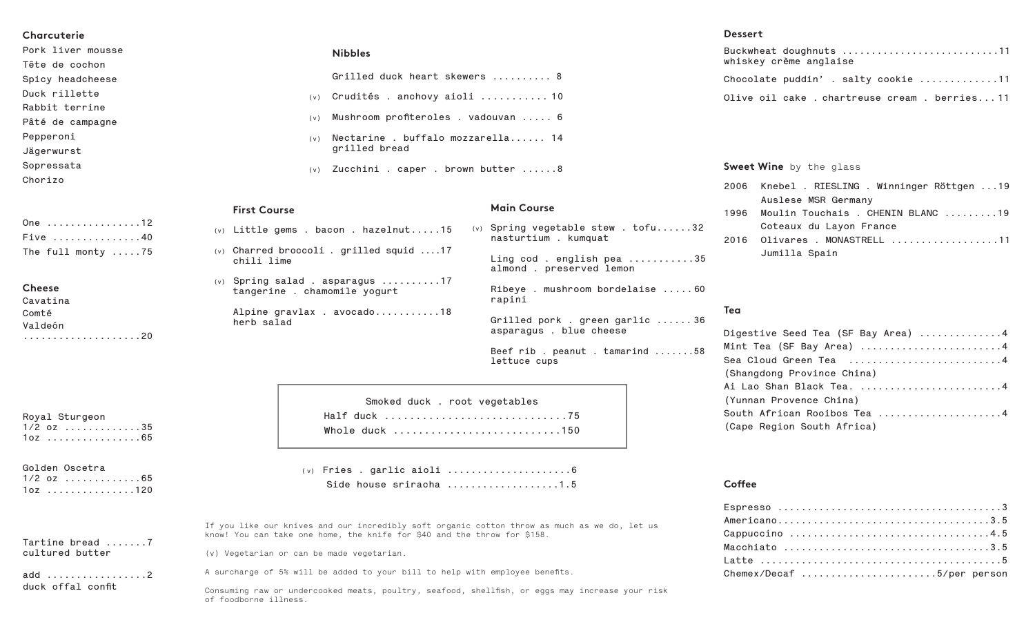## Charcuterie

Pork liver mousse
Tête de cochon
Spicy headcheese
Duck rillette
Rabbit terrine
Pâté de campagne
Pepperoni
Jägerwurst
Sopressata
Chorizo

One ................12
Five ...............40
The full monty .....75

## Cheese

Cavatina
Comté
Valdeón
....................20

Royal Sturgeon
1/2 oz .............35
1oz ................65

Golden Oscetra
1/2 oz .............65
1oz ...............120

Tartine bread .......7
cultured butter

add .................2
duck offal confit

## Nibbles

Grilled duck heart skewers .......... 8

(v) Crudités . anchovy aioli ........... 10

(v) Mushroom profiteroles . vadouvan ..... 6

(v) Nectarine . buffalo mozzarella...... 14
grilled bread

(v) Zucchini . caper . brown butter ......8

## First Course

(v) Little gems . bacon . hazelnut.....15

(v) Charred broccoli . grilled squid ....17
chili lime

(v) Spring salad . asparagus ..........17
tangerine . chamomile yogurt

Alpine gravlax . avocado...........18
herb salad

## Main Course

(v) Spring vegetable stew . tofu......32
nasturtium . kumquat

Ling cod . english pea ...........35
almond . preserved lemon

Ribeye . mushroom bordelaise .....60
rapini

Grilled pork . green garlic ......36
asparagus . blue cheese

Beef rib . peanut . tamarind .......58
lettuce cups

Smoked duck . root vegetables
Half duck .............................75
Whole duck ...........................150

(v) Fries . garlic aioli ....................6
Side house sriracha ..................1.5

If you like our knives and our incredibly soft organic cotton throw as much as we do, let us know! You can take one home, the knife for $40 and the throw for $158.

(v) Vegetarian or can be made vegetarian.

A surcharge of 5% will be added to your bill to help with employee benefits.

Consuming raw or undercooked meats, poultry, seafood, shellfish, or eggs may increase your risk of foodborne illness.

## Dessert

Buckwheat doughnuts ...........................11
whiskey crème anglaise

Chocolate puddin' . salty cookie .............11

Olive oil cake . chartreuse cream . berries...11

## Sweet Wine by the glass

2006 Knebel . RIESLING . Winninger Röttgen ...19
Auslese MSR Germany

1996 Moulin Touchais . CHENIN BLANC .........19
Coteaux du Layon France

2016 Olivares . MONASTRELL ..................11
Jumilla Spain

## Tea

Digestive Seed Tea (SF Bay Area) ..............4
Mint Tea (SF Bay Area) ........................4
Sea Cloud Green Tea ..........................4
(Shangdong Province China)
Ai Lao Shan Black Tea. ........................4
(Yunnan Provence China)
South African Rooibos Tea .....................4
(Cape Region South Africa)

## Coffee

Espresso .....................................3
Americano....................................3.5
Cappuccino .................................4.5
Macchiato ..................................3.5
Latte ........................................5
Chemex/Decaf .......................5/per person